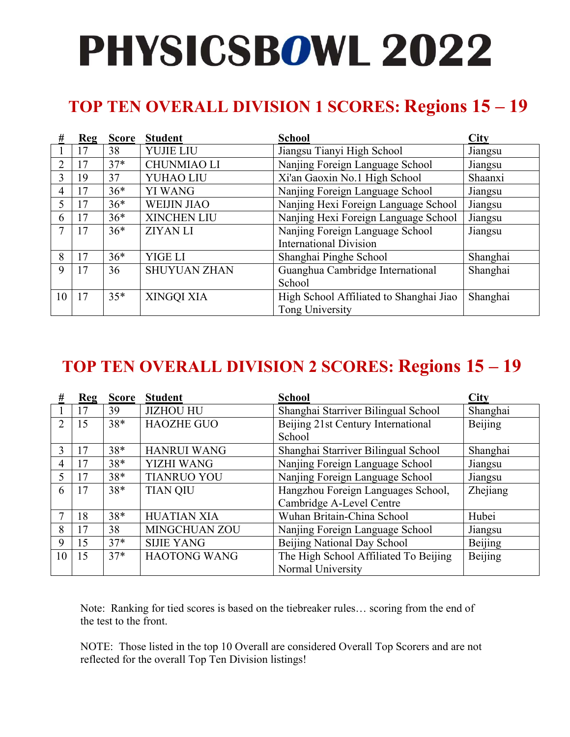# PHYSICSBOWL 2022

## TOP TEN OVERALL DIVISION 1 SCORES: Regions 15 – 19

| # | Reg | Score | Student | School | City |
|---|---|---|---|---|---|
| 1 | 17 | 38 | YUJIE LIU | Jiangsu Tianyi High School | Jiangsu |
| 2 | 17 | 37* | CHUNMIAO LI | Nanjing Foreign Language School | Jiangsu |
| 3 | 19 | 37 | YUHAO LIU | Xi'an Gaoxin No.1 High School | Shaanxi |
| 4 | 17 | 36* | YI WANG | Nanjing Foreign Language School | Jiangsu |
| 5 | 17 | 36* | WEIJIN JIAO | Nanjing Hexi Foreign Language School | Jiangsu |
| 6 | 17 | 36* | XINCHEN LIU | Nanjing Hexi Foreign Language School | Jiangsu |
| 7 | 17 | 36* | ZIYAN LI | Nanjing Foreign Language School International Division | Jiangsu |
| 8 | 17 | 36* | YIGE LI | Shanghai Pinghe School | Shanghai |
| 9 | 17 | 36 | SHUYUAN ZHAN | Guanghua Cambridge International School | Shanghai |
| 10 | 17 | 35* | XINGQI XIA | High School Affiliated to Shanghai Jiao Tong University | Shanghai |

## TOP TEN OVERALL DIVISION 2 SCORES: Regions 15 – 19

| # | Reg | Score | Student | School | City |
|---|---|---|---|---|---|
| 1 | 17 | 39 | JIZHOU HU | Shanghai Starriver Bilingual School | Shanghai |
| 2 | 15 | 38* | HAOZHE GUO | Beijing 21st Century International School | Beijing |
| 3 | 17 | 38* | HANRUI WANG | Shanghai Starriver Bilingual School | Shanghai |
| 4 | 17 | 38* | YIZHI WANG | Nanjing Foreign Language School | Jiangsu |
| 5 | 17 | 38* | TIANRUO YOU | Nanjing Foreign Language School | Jiangsu |
| 6 | 17 | 38* | TIAN QIU | Hangzhou Foreign Languages School, Cambridge A-Level Centre | Zhejiang |
| 7 | 18 | 38* | HUATIAN XIA | Wuhan Britain-China School | Hubei |
| 8 | 17 | 38 | MINGCHUAN ZOU | Nanjing Foreign Language School | Jiangsu |
| 9 | 15 | 37* | SIJIE YANG | Beijing National Day School | Beijing |
| 10 | 15 | 37* | HAOTONG WANG | The High School Affiliated To Beijing Normal University | Beijing |

Note: Ranking for tied scores is based on the tiebreaker rules… scoring from the end of the test to the front.

NOTE: Those listed in the top 10 Overall are considered Overall Top Scorers and are not reflected for the overall Top Ten Division listings!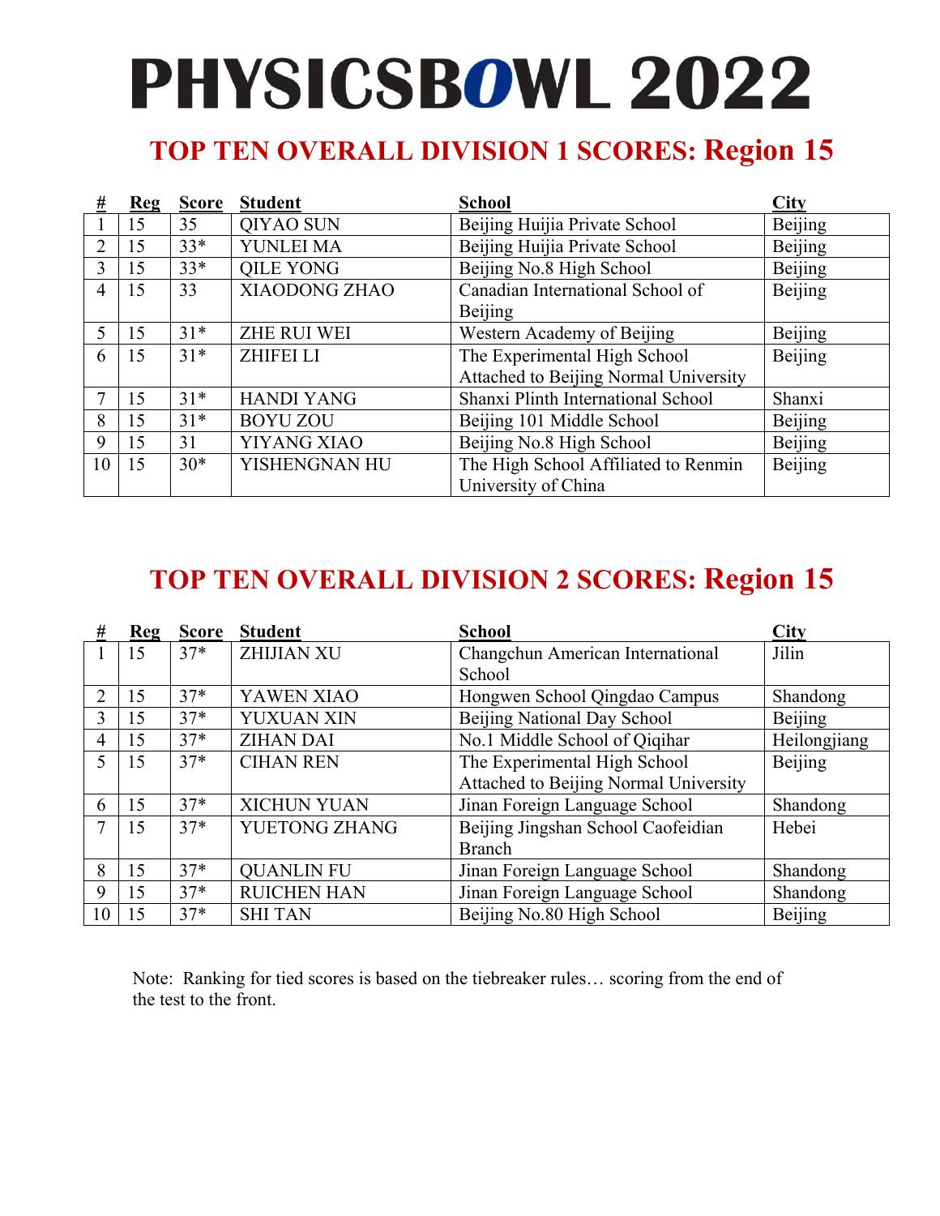# PHYSICSBOWL 2022

## TOP TEN OVERALL DIVISION 1 SCORES: Region 15

| # | Reg | Score | Student | School | City |
|---|---|---|---|---|---|
| 1 | 15 | 35 | QIYAO SUN | Beijing Huijia Private School | Beijing |
| 2 | 15 | 33* | YUNLEI MA | Beijing Huijia Private School | Beijing |
| 3 | 15 | 33* | QILE YONG | Beijing No.8 High School | Beijing |
| 4 | 15 | 33 | XIAODONG ZHAO | Canadian International School of Beijing | Beijing |
| 5 | 15 | 31* | ZHE RUI WEI | Western Academy of Beijing | Beijing |
| 6 | 15 | 31* | ZHIFEI LI | The Experimental High School Attached to Beijing Normal University | Beijing |
| 7 | 15 | 31* | HANDI YANG | Shanxi Plinth International School | Shanxi |
| 8 | 15 | 31* | BOYU ZOU | Beijing 101 Middle School | Beijing |
| 9 | 15 | 31 | YIYANG XIAO | Beijing No.8 High School | Beijing |
| 10 | 15 | 30* | YISHENGNAN HU | The High School Affiliated to Renmin University of China | Beijing |

## TOP TEN OVERALL DIVISION 2 SCORES: Region 15

| # | Reg | Score | Student | School | City |
|---|---|---|---|---|---|
| 1 | 15 | 37* | ZHIJIAN XU | Changchun American International School | Jilin |
| 2 | 15 | 37* | YAWEN XIAO | Hongwen School Qingdao Campus | Shandong |
| 3 | 15 | 37* | YUXUAN XIN | Beijing National Day School | Beijing |
| 4 | 15 | 37* | ZIHAN DAI | No.1 Middle School of Qiqihar | Heilongjiang |
| 5 | 15 | 37* | CIHAN REN | The Experimental High School Attached to Beijing Normal University | Beijing |
| 6 | 15 | 37* | XICHUN YUAN | Jinan Foreign Language School | Shandong |
| 7 | 15 | 37* | YUETONG ZHANG | Beijing Jingshan School Caofeidian Branch | Hebei |
| 8 | 15 | 37* | QUANLIN FU | Jinan Foreign Language School | Shandong |
| 9 | 15 | 37* | RUICHEN HAN | Jinan Foreign Language School | Shandong |
| 10 | 15 | 37* | SHI TAN | Beijing No.80 High School | Beijing |

Note: Ranking for tied scores is based on the tiebreaker rules… scoring from the end of the test to the front.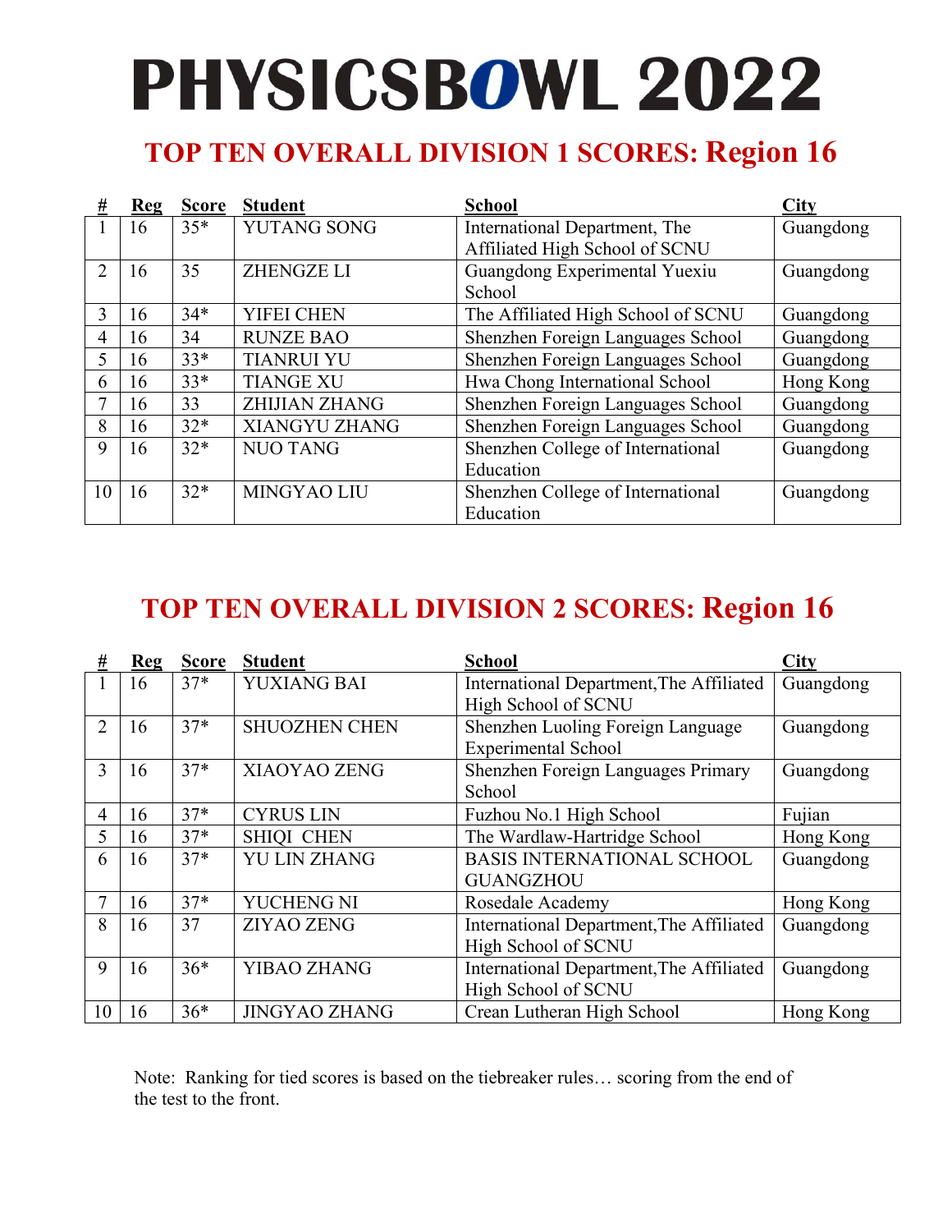# PHYSICSBOWL 2022

## TOP TEN OVERALL DIVISION 1 SCORES: Region 16

| # | Reg | Score | Student | School | City |
|---|---|---|---|---|---|
| 1 | 16 | 35* | YUTANG SONG | International Department, The Affiliated High School of SCNU | Guangdong |
| 2 | 16 | 35 | ZHENGZE LI | Guangdong Experimental Yuexiu School | Guangdong |
| 3 | 16 | 34* | YIFEI CHEN | The Affiliated High School of SCNU | Guangdong |
| 4 | 16 | 34 | RUNZE BAO | Shenzhen Foreign Languages School | Guangdong |
| 5 | 16 | 33* | TIANRUI YU | Shenzhen Foreign Languages School | Guangdong |
| 6 | 16 | 33* | TIANGE XU | Hwa Chong International School | Hong Kong |
| 7 | 16 | 33 | ZHIJIAN ZHANG | Shenzhen Foreign Languages School | Guangdong |
| 8 | 16 | 32* | XIANGYU ZHANG | Shenzhen Foreign Languages School | Guangdong |
| 9 | 16 | 32* | NUO TANG | Shenzhen College of International Education | Guangdong |
| 10 | 16 | 32* | MINGYAO LIU | Shenzhen College of International Education | Guangdong |

## TOP TEN OVERALL DIVISION 2 SCORES: Region 16

| # | Reg | Score | Student | School | City |
|---|---|---|---|---|---|
| 1 | 16 | 37* | YUXIANG BAI | International Department,The Affiliated High School of SCNU | Guangdong |
| 2 | 16 | 37* | SHUOZHEN CHEN | Shenzhen Luoling Foreign Language Experimental School | Guangdong |
| 3 | 16 | 37* | XIAOYAO ZENG | Shenzhen Foreign Languages Primary School | Guangdong |
| 4 | 16 | 37* | CYRUS LIN | Fuzhou No.1 High School | Fujian |
| 5 | 16 | 37* | SHIQI CHEN | The Wardlaw-Hartridge School | Hong Kong |
| 6 | 16 | 37* | YU LIN ZHANG | BASIS INTERNATIONAL SCHOOL GUANGZHOU | Guangdong |
| 7 | 16 | 37* | YUCHENG NI | Rosedale Academy | Hong Kong |
| 8 | 16 | 37 | ZIYAO ZENG | International Department,The Affiliated High School of SCNU | Guangdong |
| 9 | 16 | 36* | YIBAO ZHANG | International Department,The Affiliated High School of SCNU | Guangdong |
| 10 | 16 | 36* | JINGYAO ZHANG | Crean Lutheran High School | Hong Kong |

Note: Ranking for tied scores is based on the tiebreaker rules… scoring from the end of the test to the front.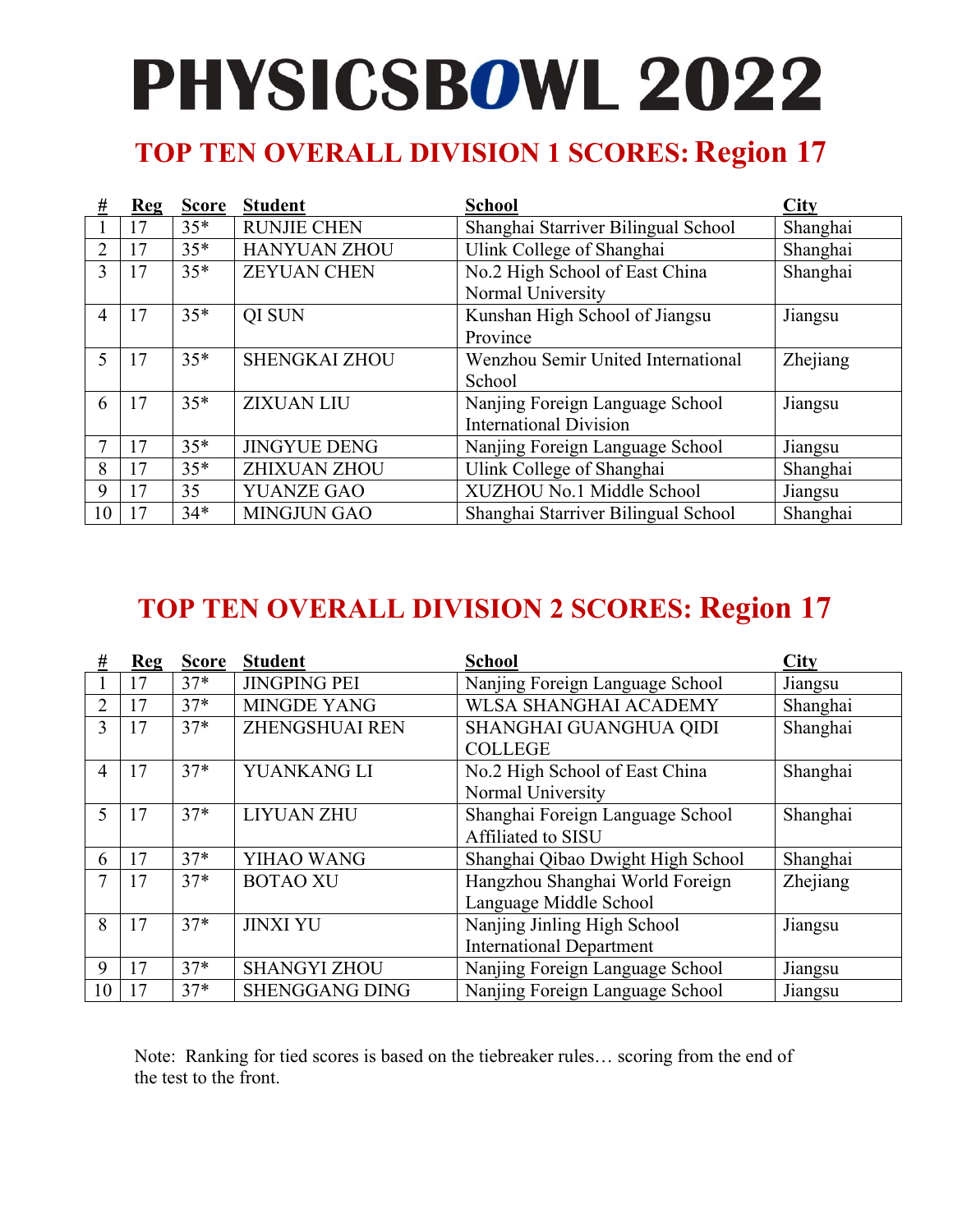# PHYSICSBOWL 2022

## TOP TEN OVERALL DIVISION 1 SCORES: Region 17

| # | Reg | Score | Student | School | City |
|---|---|---|---|---|---|
| 1 | 17 | 35* | RUNJIE CHEN | Shanghai Starriver Bilingual School | Shanghai |
| 2 | 17 | 35* | HANYUAN ZHOU | Ulink College of Shanghai | Shanghai |
| 3 | 17 | 35* | ZEYUAN CHEN | No.2 High School of East China Normal University | Shanghai |
| 4 | 17 | 35* | QI SUN | Kunshan High School of Jiangsu Province | Jiangsu |
| 5 | 17 | 35* | SHENGKAI ZHOU | Wenzhou Semir United International School | Zhejiang |
| 6 | 17 | 35* | ZIXUAN LIU | Nanjing Foreign Language School International Division | Jiangsu |
| 7 | 17 | 35* | JINGYUE DENG | Nanjing Foreign Language School | Jiangsu |
| 8 | 17 | 35* | ZHIXUAN ZHOU | Ulink College of Shanghai | Shanghai |
| 9 | 17 | 35 | YUANZE GAO | XUZHOU No.1 Middle School | Jiangsu |
| 10 | 17 | 34* | MINGJUN GAO | Shanghai Starriver Bilingual School | Shanghai |

## TOP TEN OVERALL DIVISION 2 SCORES: Region 17

| # | Reg | Score | Student | School | City |
|---|---|---|---|---|---|
| 1 | 17 | 37* | JINGPING PEI | Nanjing Foreign Language School | Jiangsu |
| 2 | 17 | 37* | MINGDE YANG | WLSA SHANGHAI ACADEMY | Shanghai |
| 3 | 17 | 37* | ZHENGSHUAI REN | SHANGHAI GUANGHUA QIDI COLLEGE | Shanghai |
| 4 | 17 | 37* | YUANKANG LI | No.2 High School of East China Normal University | Shanghai |
| 5 | 17 | 37* | LIYUAN ZHU | Shanghai Foreign Language School Affiliated to SISU | Shanghai |
| 6 | 17 | 37* | YIHAO WANG | Shanghai Qibao Dwight High School | Shanghai |
| 7 | 17 | 37* | BOTAO XU | Hangzhou Shanghai World Foreign Language Middle School | Zhejiang |
| 8 | 17 | 37* | JINXI YU | Nanjing Jinling High School International Department | Jiangsu |
| 9 | 17 | 37* | SHANGYI ZHOU | Nanjing Foreign Language School | Jiangsu |
| 10 | 17 | 37* | SHENGGANG DING | Nanjing Foreign Language School | Jiangsu |

Note: Ranking for tied scores is based on the tiebreaker rules… scoring from the end of the test to the front.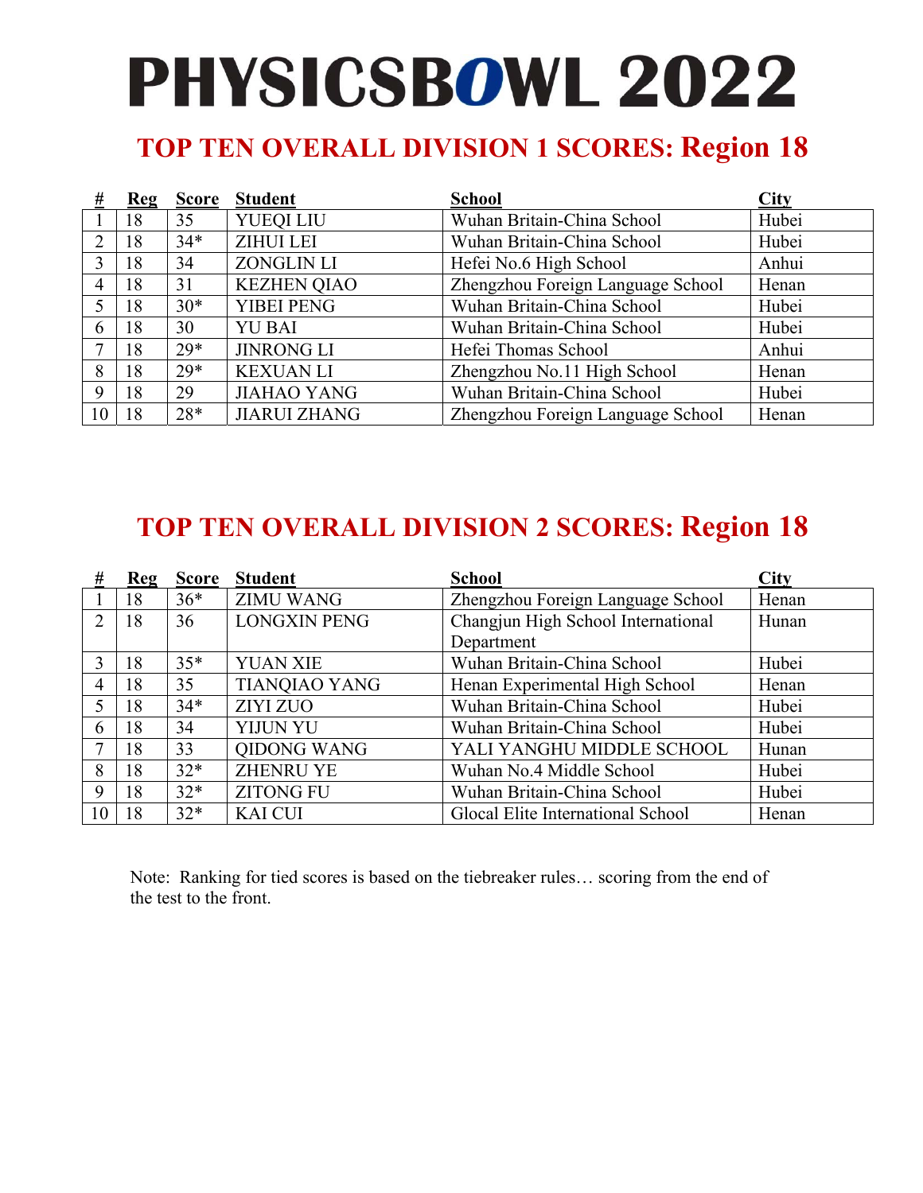# PHYSICSBOWL 2022

## TOP TEN OVERALL DIVISION 1 SCORES: Region 18

| # | Reg | Score | Student | School | City |
|---|---|---|---|---|---|
| 1 | 18 | 35 | YUEQI LIU | Wuhan Britain-China School | Hubei |
| 2 | 18 | 34* | ZIHUI LEI | Wuhan Britain-China School | Hubei |
| 3 | 18 | 34 | ZONGLIN LI | Hefei No.6 High School | Anhui |
| 4 | 18 | 31 | KEZHEN QIAO | Zhengzhou Foreign Language School | Henan |
| 5 | 18 | 30* | YIBEI PENG | Wuhan Britain-China School | Hubei |
| 6 | 18 | 30 | YU BAI | Wuhan Britain-China School | Hubei |
| 7 | 18 | 29* | JINRONG LI | Hefei Thomas School | Anhui |
| 8 | 18 | 29* | KEXUAN LI | Zhengzhou No.11 High School | Henan |
| 9 | 18 | 29 | JIAHAO YANG | Wuhan Britain-China School | Hubei |
| 10 | 18 | 28* | JIARUI ZHANG | Zhengzhou Foreign Language School | Henan |

## TOP TEN OVERALL DIVISION 2 SCORES: Region 18

| # | Reg | Score | Student | School | City |
|---|---|---|---|---|---|
| 1 | 18 | 36* | ZIMU WANG | Zhengzhou Foreign Language School | Henan |
| 2 | 18 | 36 | LONGXIN PENG | Changjun High School International Department | Hunan |
| 3 | 18 | 35* | YUAN XIE | Wuhan Britain-China School | Hubei |
| 4 | 18 | 35 | TIANQIAO YANG | Henan Experimental High School | Henan |
| 5 | 18 | 34* | ZIYI ZUO | Wuhan Britain-China School | Hubei |
| 6 | 18 | 34 | YIJUN YU | Wuhan Britain-China School | Hubei |
| 7 | 18 | 33 | QIDONG WANG | YALI YANGHU MIDDLE SCHOOL | Hunan |
| 8 | 18 | 32* | ZHENRU YE | Wuhan No.4 Middle School | Hubei |
| 9 | 18 | 32* | ZITONG FU | Wuhan Britain-China School | Hubei |
| 10 | 18 | 32* | KAI CUI | Glocal Elite International School | Henan |

Note: Ranking for tied scores is based on the tiebreaker rules… scoring from the end of the test to the front.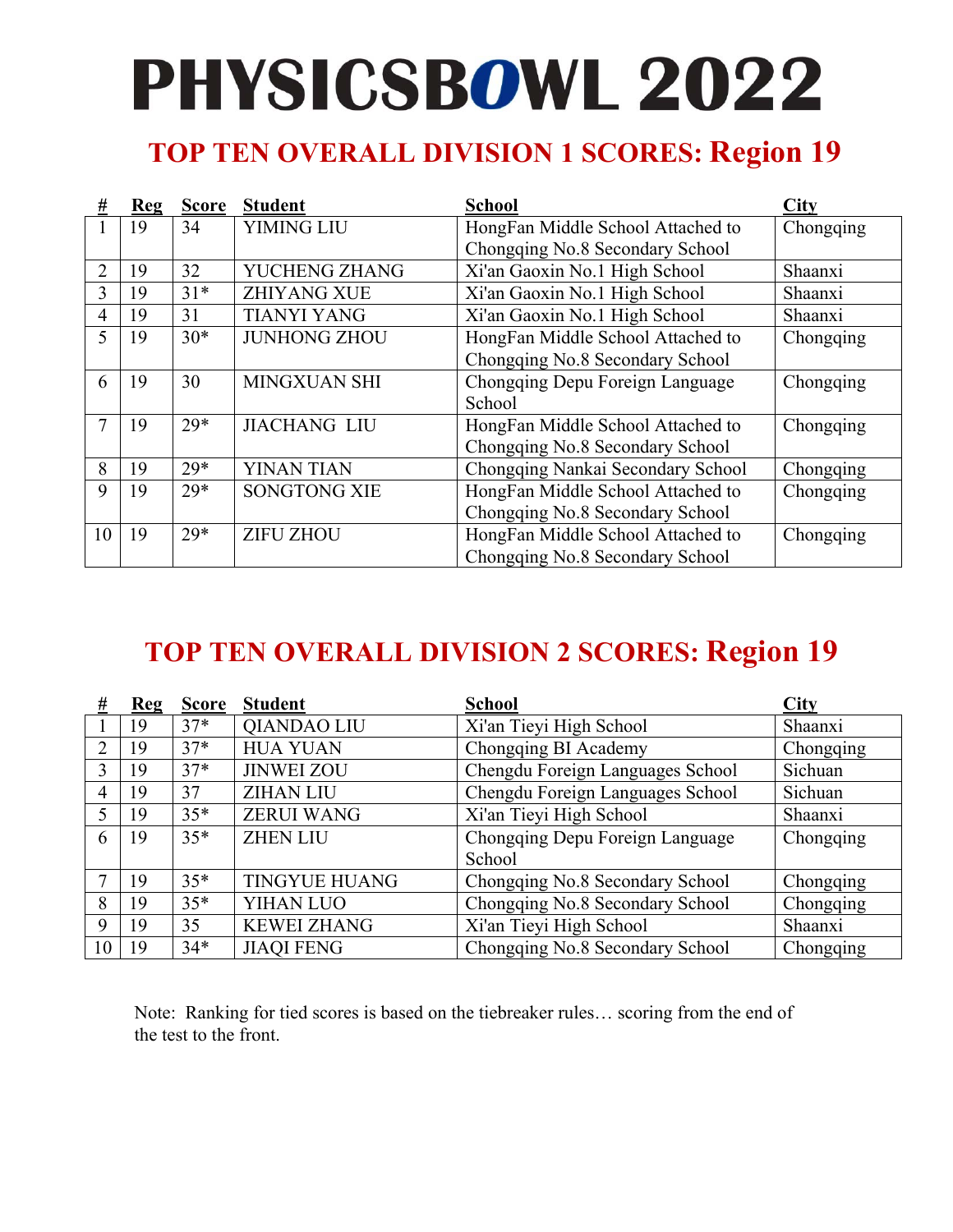# PHYSICSBOWL 2022

## TOP TEN OVERALL DIVISION 1 SCORES: Region 19

| # | Reg | Score | Student | School | City |
|---|---|---|---|---|---|
| 1 | 19 | 34 | YIMING LIU | HongFan Middle School Attached to Chongqing No.8 Secondary School | Chongqing |
| 2 | 19 | 32 | YUCHENG ZHANG | Xi'an Gaoxin No.1 High School | Shaanxi |
| 3 | 19 | 31* | ZHIYANG XUE | Xi'an Gaoxin No.1 High School | Shaanxi |
| 4 | 19 | 31 | TIANYI YANG | Xi'an Gaoxin No.1 High School | Shaanxi |
| 5 | 19 | 30* | JUNHONG ZHOU | HongFan Middle School Attached to Chongqing No.8 Secondary School | Chongqing |
| 6 | 19 | 30 | MINGXUAN SHI | Chongqing Depu Foreign Language School | Chongqing |
| 7 | 19 | 29* | JIACHANG LIU | HongFan Middle School Attached to Chongqing No.8 Secondary School | Chongqing |
| 8 | 19 | 29* | YINAN TIAN | Chongqing Nankai Secondary School | Chongqing |
| 9 | 19 | 29* | SONGTONG XIE | HongFan Middle School Attached to Chongqing No.8 Secondary School | Chongqing |
| 10 | 19 | 29* | ZIFU ZHOU | HongFan Middle School Attached to Chongqing No.8 Secondary School | Chongqing |

## TOP TEN OVERALL DIVISION 2 SCORES: Region 19

| # | Reg | Score | Student | School | City |
|---|---|---|---|---|---|
| 1 | 19 | 37* | QIANDAO LIU | Xi'an Tieyi High School | Shaanxi |
| 2 | 19 | 37* | HUA YUAN | Chongqing BI Academy | Chongqing |
| 3 | 19 | 37* | JINWEI ZOU | Chengdu Foreign Languages School | Sichuan |
| 4 | 19 | 37 | ZIHAN LIU | Chengdu Foreign Languages School | Sichuan |
| 5 | 19 | 35* | ZERUI WANG | Xi'an Tieyi High School | Shaanxi |
| 6 | 19 | 35* | ZHEN LIU | Chongqing Depu Foreign Language School | Chongqing |
| 7 | 19 | 35* | TINGYUE HUANG | Chongqing No.8 Secondary School | Chongqing |
| 8 | 19 | 35* | YIHAN LUO | Chongqing No.8 Secondary School | Chongqing |
| 9 | 19 | 35 | KEWEI ZHANG | Xi'an Tieyi High School | Shaanxi |
| 10 | 19 | 34* | JIAQI FENG | Chongqing No.8 Secondary School | Chongqing |

Note: Ranking for tied scores is based on the tiebreaker rules… scoring from the end of the test to the front.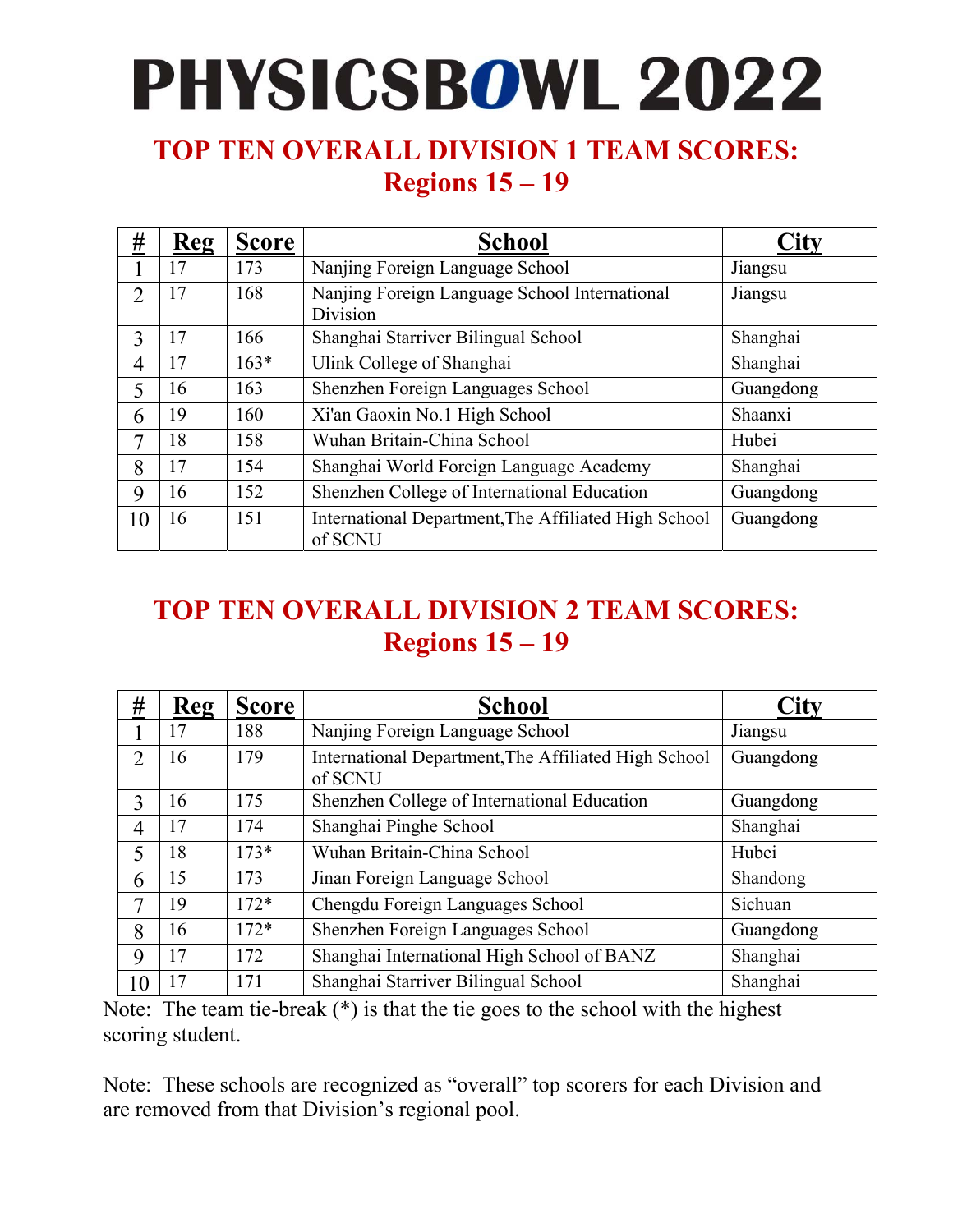# PHYSICSBOWL 2022

## TOP TEN OVERALL DIVISION 1 TEAM SCORES: Regions 15 – 19

| # | Reg | Score | School | City |
|---|---|---|---|---|
| 1 | 17 | 173 | Nanjing Foreign Language School | Jiangsu |
| 2 | 17 | 168 | Nanjing Foreign Language School International Division | Jiangsu |
| 3 | 17 | 166 | Shanghai Starriver Bilingual School | Shanghai |
| 4 | 17 | 163* | Ulink College of Shanghai | Shanghai |
| 5 | 16 | 163 | Shenzhen Foreign Languages School | Guangdong |
| 6 | 19 | 160 | Xi'an Gaoxin No.1 High School | Shaanxi |
| 7 | 18 | 158 | Wuhan Britain-China School | Hubei |
| 8 | 17 | 154 | Shanghai World Foreign Language Academy | Shanghai |
| 9 | 16 | 152 | Shenzhen College of International Education | Guangdong |
| 10 | 16 | 151 | International Department,The Affiliated High School of SCNU | Guangdong |

## TOP TEN OVERALL DIVISION 2 TEAM SCORES: Regions 15 – 19

| # | Reg | Score | School | City |
|---|---|---|---|---|
| 1 | 17 | 188 | Nanjing Foreign Language School | Jiangsu |
| 2 | 16 | 179 | International Department,The Affiliated High School of SCNU | Guangdong |
| 3 | 16 | 175 | Shenzhen College of International Education | Guangdong |
| 4 | 17 | 174 | Shanghai Pinghe School | Shanghai |
| 5 | 18 | 173* | Wuhan Britain-China School | Hubei |
| 6 | 15 | 173 | Jinan Foreign Language School | Shandong |
| 7 | 19 | 172* | Chengdu Foreign Languages School | Sichuan |
| 8 | 16 | 172* | Shenzhen Foreign Languages School | Guangdong |
| 9 | 17 | 172 | Shanghai International High School of BANZ | Shanghai |
| 10 | 17 | 171 | Shanghai Starriver Bilingual School | Shanghai |

Note: The team tie-break (*) is that the tie goes to the school with the highest scoring student.

Note: These schools are recognized as "overall" top scorers for each Division and are removed from that Division's regional pool.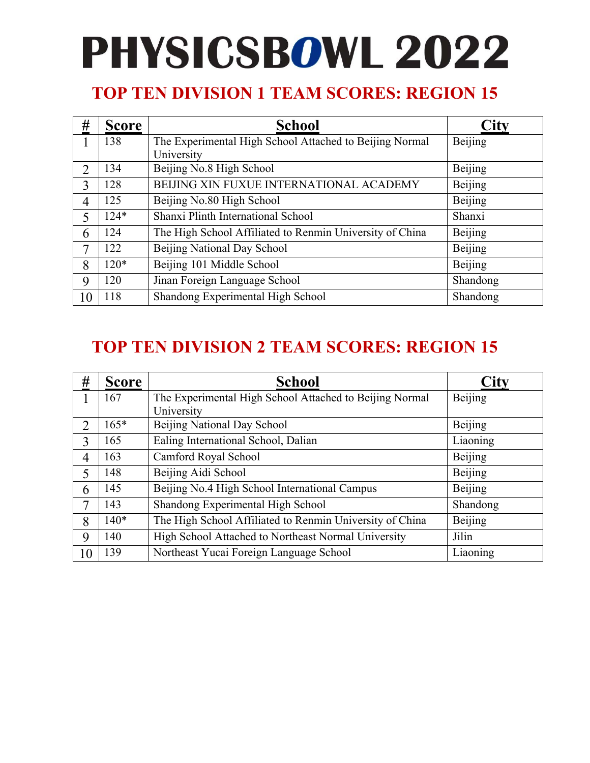# PHYSICSBOWL 2022

## TOP TEN DIVISION 1 TEAM SCORES: REGION 15

| # | Score | School | City |
|---|---|---|---|
| 1 | 138 | The Experimental High School Attached to Beijing Normal University | Beijing |
| 2 | 134 | Beijing No.8 High School | Beijing |
| 3 | 128 | BEIJING XIN FUXUE INTERNATIONAL ACADEMY | Beijing |
| 4 | 125 | Beijing No.80 High School | Beijing |
| 5 | 124* | Shanxi Plinth International School | Shanxi |
| 6 | 124 | The High School Affiliated to Renmin University of China | Beijing |
| 7 | 122 | Beijing National Day School | Beijing |
| 8 | 120* | Beijing 101 Middle School | Beijing |
| 9 | 120 | Jinan Foreign Language School | Shandong |
| 10 | 118 | Shandong Experimental High School | Shandong |

## TOP TEN DIVISION 2 TEAM SCORES: REGION 15

| # | Score | School | City |
|---|---|---|---|
| 1 | 167 | The Experimental High School Attached to Beijing Normal University | Beijing |
| 2 | 165* | Beijing National Day School | Beijing |
| 3 | 165 | Ealing International School, Dalian | Liaoning |
| 4 | 163 | Camford Royal School | Beijing |
| 5 | 148 | Beijing Aidi School | Beijing |
| 6 | 145 | Beijing No.4 High School International Campus | Beijing |
| 7 | 143 | Shandong Experimental High School | Shandong |
| 8 | 140* | The High School Affiliated to Renmin University of China | Beijing |
| 9 | 140 | High School Attached to Northeast Normal University | Jilin |
| 10 | 139 | Northeast Yucai Foreign Language School | Liaoning |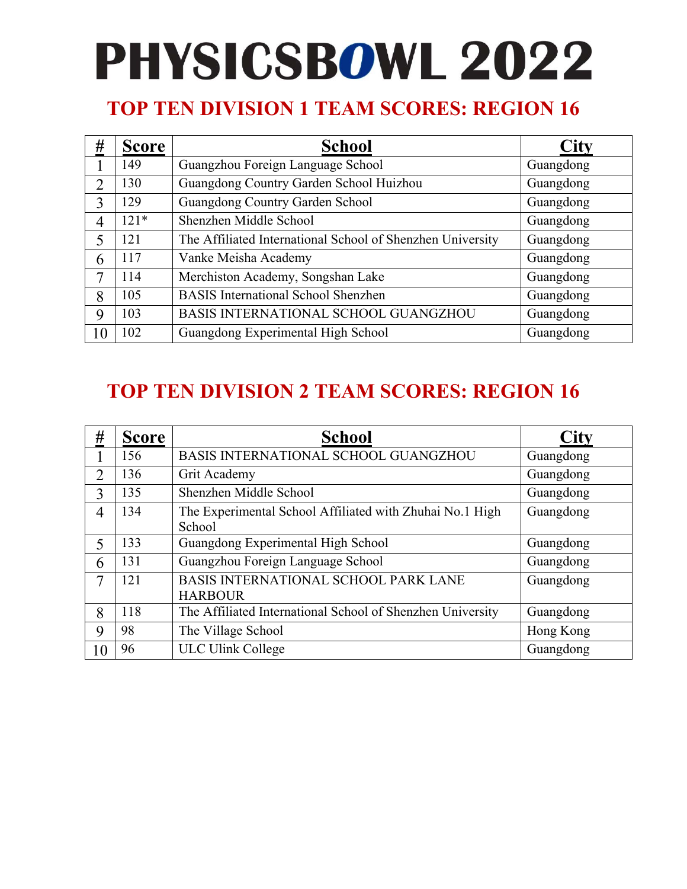# PHYSICSBOWL 2022

## TOP TEN DIVISION 1 TEAM SCORES: REGION 16

| # | Score | School | City |
|---|---|---|---|
| 1 | 149 | Guangzhou Foreign Language School | Guangdong |
| 2 | 130 | Guangdong Country Garden School Huizhou | Guangdong |
| 3 | 129 | Guangdong Country Garden School | Guangdong |
| 4 | 121* | Shenzhen Middle School | Guangdong |
| 5 | 121 | The Affiliated International School of Shenzhen University | Guangdong |
| 6 | 117 | Vanke Meisha Academy | Guangdong |
| 7 | 114 | Merchiston Academy, Songshan Lake | Guangdong |
| 8 | 105 | BASIS International School Shenzhen | Guangdong |
| 9 | 103 | BASIS INTERNATIONAL SCHOOL GUANGZHOU | Guangdong |
| 10 | 102 | Guangdong Experimental High School | Guangdong |

## TOP TEN DIVISION 2 TEAM SCORES: REGION 16

| # | Score | School | City |
|---|---|---|---|
| 1 | 156 | BASIS INTERNATIONAL SCHOOL GUANGZHOU | Guangdong |
| 2 | 136 | Grit Academy | Guangdong |
| 3 | 135 | Shenzhen Middle School | Guangdong |
| 4 | 134 | The Experimental School Affiliated with Zhuhai No.1 High School | Guangdong |
| 5 | 133 | Guangdong Experimental High School | Guangdong |
| 6 | 131 | Guangzhou Foreign Language School | Guangdong |
| 7 | 121 | BASIS INTERNATIONAL SCHOOL PARK LANE HARBOUR | Guangdong |
| 8 | 118 | The Affiliated International School of Shenzhen University | Guangdong |
| 9 | 98 | The Village School | Hong Kong |
| 10 | 96 | ULC Ulink College | Guangdong |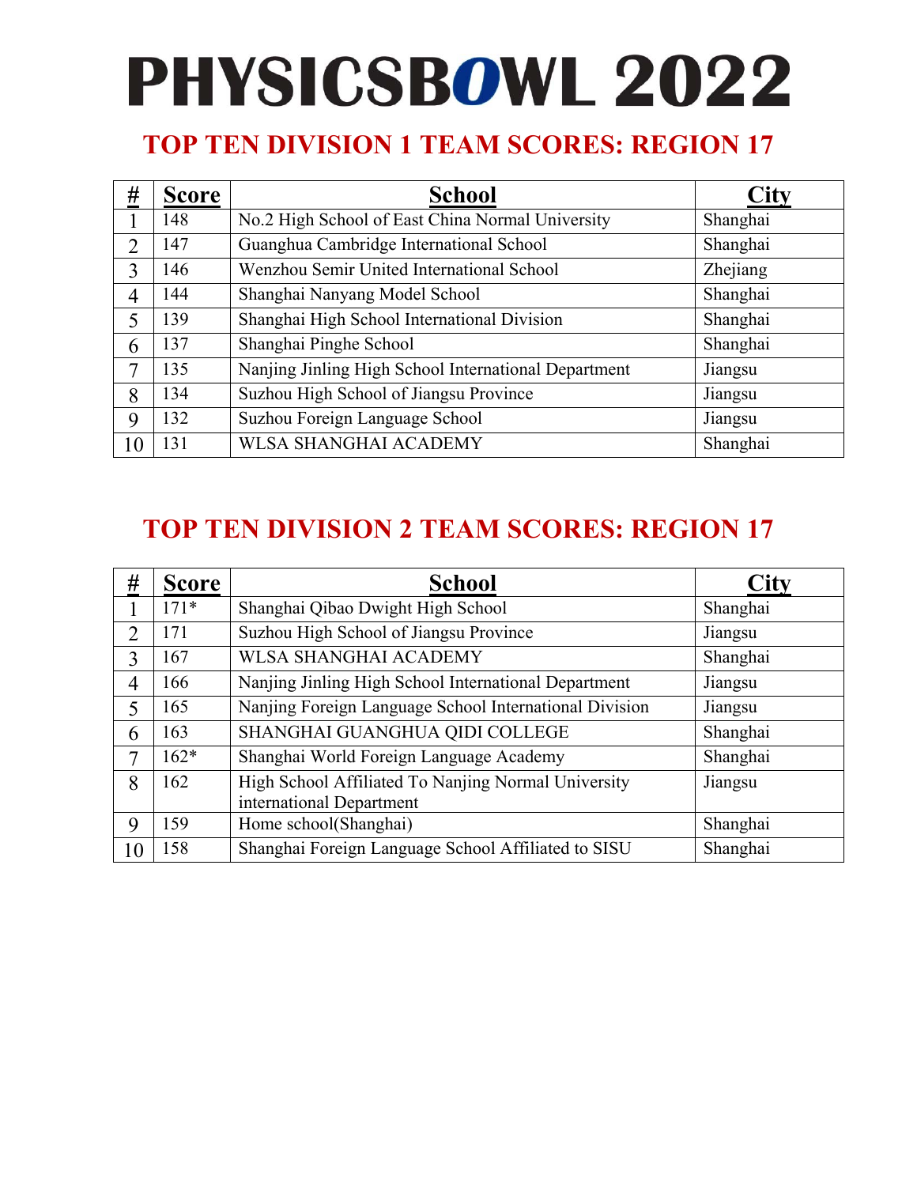# PHYSICSBOWL 2022

## TOP TEN DIVISION 1 TEAM SCORES: REGION 17

| # | Score | School | City |
|---|---|---|---|
| 1 | 148 | No.2 High School of East China Normal University | Shanghai |
| 2 | 147 | Guanghua Cambridge International School | Shanghai |
| 3 | 146 | Wenzhou Semir United International School | Zhejiang |
| 4 | 144 | Shanghai Nanyang Model School | Shanghai |
| 5 | 139 | Shanghai High School International Division | Shanghai |
| 6 | 137 | Shanghai Pinghe School | Shanghai |
| 7 | 135 | Nanjing Jinling High School International Department | Jiangsu |
| 8 | 134 | Suzhou High School of Jiangsu Province | Jiangsu |
| 9 | 132 | Suzhou Foreign Language School | Jiangsu |
| 10 | 131 | WLSA SHANGHAI ACADEMY | Shanghai |

## TOP TEN DIVISION 2 TEAM SCORES: REGION 17

| # | Score | School | City |
|---|---|---|---|
| 1 | 171* | Shanghai Qibao Dwight High School | Shanghai |
| 2 | 171 | Suzhou High School of Jiangsu Province | Jiangsu |
| 3 | 167 | WLSA SHANGHAI ACADEMY | Shanghai |
| 4 | 166 | Nanjing Jinling High School International Department | Jiangsu |
| 5 | 165 | Nanjing Foreign Language School International Division | Jiangsu |
| 6 | 163 | SHANGHAI GUANGHUA QIDI COLLEGE | Shanghai |
| 7 | 162* | Shanghai World Foreign Language Academy | Shanghai |
| 8 | 162 | High School Affiliated To Nanjing Normal University international Department | Jiangsu |
| 9 | 159 | Home school(Shanghai) | Shanghai |
| 10 | 158 | Shanghai Foreign Language School Affiliated to SISU | Shanghai |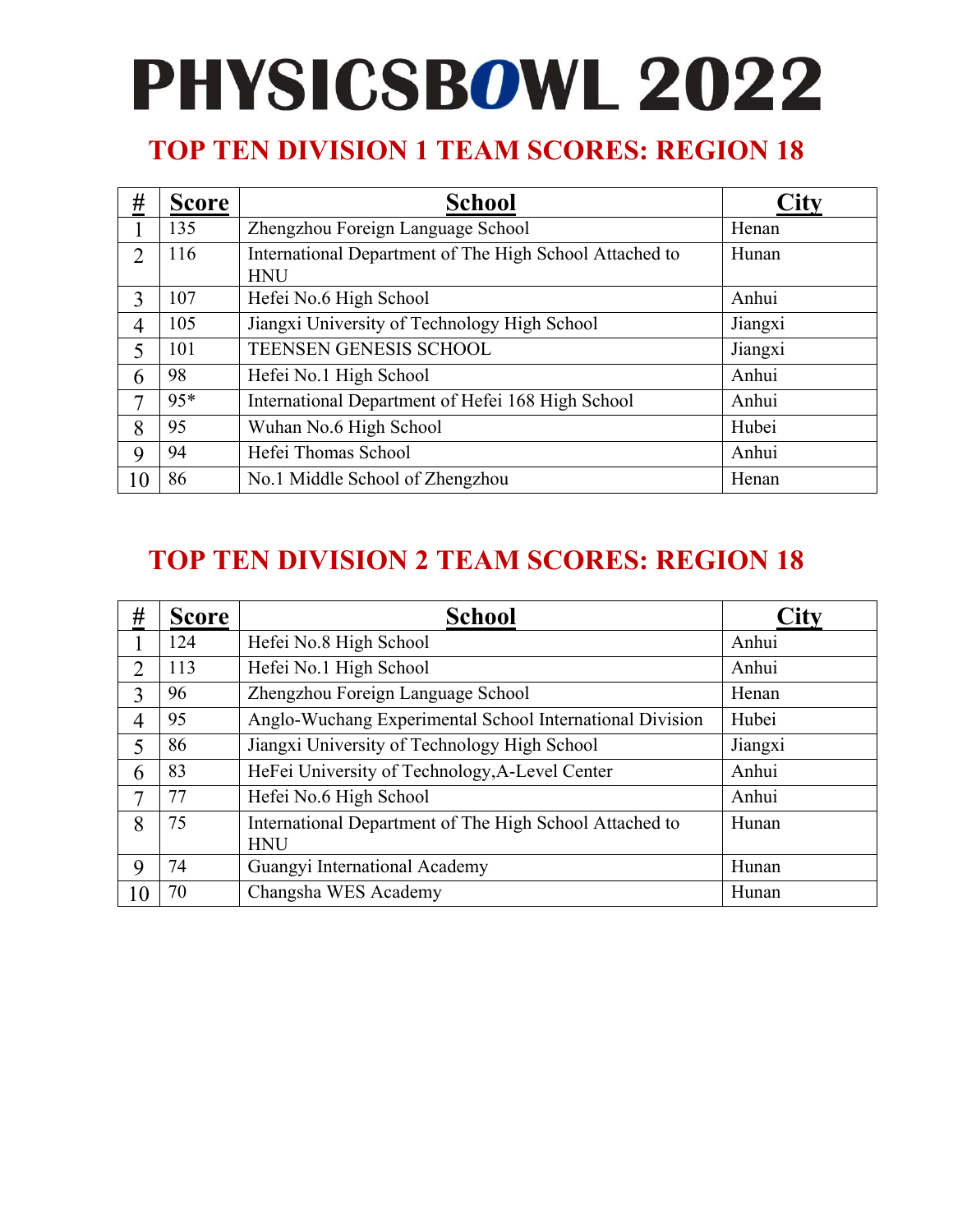# PHYSICSBOWL 2022

## TOP TEN DIVISION 1 TEAM SCORES: REGION 18

| # | Score | School | City |
|---|---|---|---|
| 1 | 135 | Zhengzhou Foreign Language School | Henan |
| 2 | 116 | International Department of The High School Attached to HNU | Hunan |
| 3 | 107 | Hefei No.6 High School | Anhui |
| 4 | 105 | Jiangxi University of Technology High School | Jiangxi |
| 5 | 101 | TEENSEN GENESIS SCHOOL | Jiangxi |
| 6 | 98 | Hefei No.1 High School | Anhui |
| 7 | 95* | International Department of Hefei 168 High School | Anhui |
| 8 | 95 | Wuhan No.6 High School | Hubei |
| 9 | 94 | Hefei Thomas School | Anhui |
| 10 | 86 | No.1 Middle School of Zhengzhou | Henan |

## TOP TEN DIVISION 2 TEAM SCORES: REGION 18

| # | Score | School | City |
|---|---|---|---|
| 1 | 124 | Hefei No.8 High School | Anhui |
| 2 | 113 | Hefei No.1 High School | Anhui |
| 3 | 96 | Zhengzhou Foreign Language School | Henan |
| 4 | 95 | Anglo-Wuchang Experimental School International Division | Hubei |
| 5 | 86 | Jiangxi University of Technology High School | Jiangxi |
| 6 | 83 | HeFei University of Technology,A-Level Center | Anhui |
| 7 | 77 | Hefei No.6 High School | Anhui |
| 8 | 75 | International Department of The High School Attached to HNU | Hunan |
| 9 | 74 | Guangyi International Academy | Hunan |
| 10 | 70 | Changsha WES Academy | Hunan |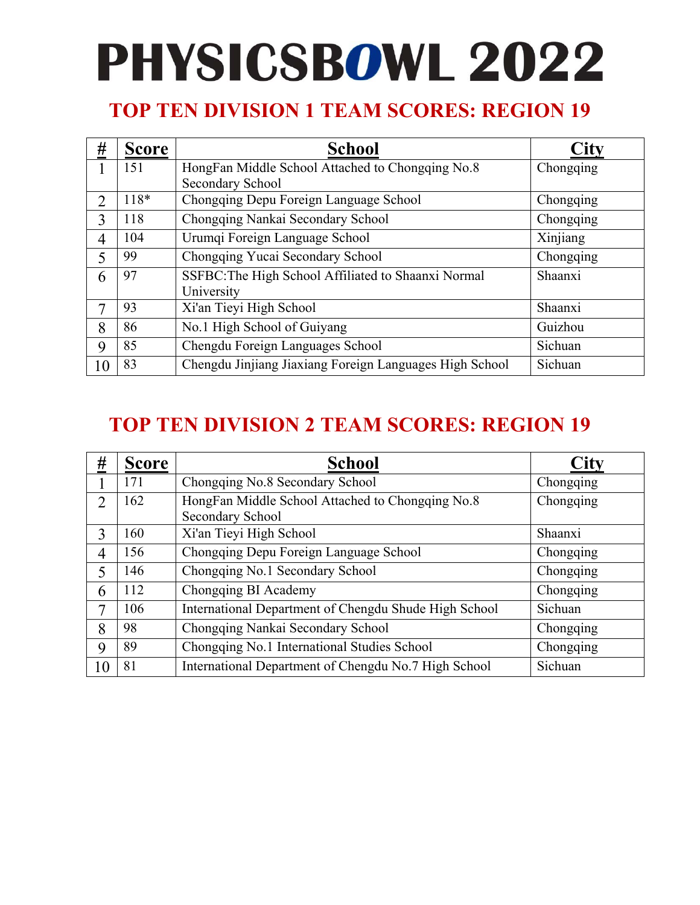# PHYSICSBOWL 2022

## TOP TEN DIVISION 1 TEAM SCORES: REGION 19

| # | Score | School | City |
|---|---|---|---|
| 1 | 151 | HongFan Middle School Attached to Chongqing No.8 Secondary School | Chongqing |
| 2 | 118* | Chongqing Depu Foreign Language School | Chongqing |
| 3 | 118 | Chongqing Nankai Secondary School | Chongqing |
| 4 | 104 | Urumqi Foreign Language School | Xinjiang |
| 5 | 99 | Chongqing Yucai Secondary School | Chongqing |
| 6 | 97 | SSFBC:The High School Affiliated to Shaanxi Normal University | Shaanxi |
| 7 | 93 | Xi'an Tieyi High School | Shaanxi |
| 8 | 86 | No.1 High School of Guiyang | Guizhou |
| 9 | 85 | Chengdu Foreign Languages School | Sichuan |
| 10 | 83 | Chengdu Jinjiang Jiaxiang Foreign Languages High School | Sichuan |

## TOP TEN DIVISION 2 TEAM SCORES: REGION 19

| # | Score | School | City |
|---|---|---|---|
| 1 | 171 | Chongqing No.8 Secondary School | Chongqing |
| 2 | 162 | HongFan Middle School Attached to Chongqing No.8 Secondary School | Chongqing |
| 3 | 160 | Xi'an Tieyi High School | Shaanxi |
| 4 | 156 | Chongqing Depu Foreign Language School | Chongqing |
| 5 | 146 | Chongqing No.1 Secondary School | Chongqing |
| 6 | 112 | Chongqing BI Academy | Chongqing |
| 7 | 106 | International Department of Chengdu Shude High School | Sichuan |
| 8 | 98 | Chongqing Nankai Secondary School | Chongqing |
| 9 | 89 | Chongqing No.1 International Studies School | Chongqing |
| 10 | 81 | International Department of Chengdu No.7 High School | Sichuan |